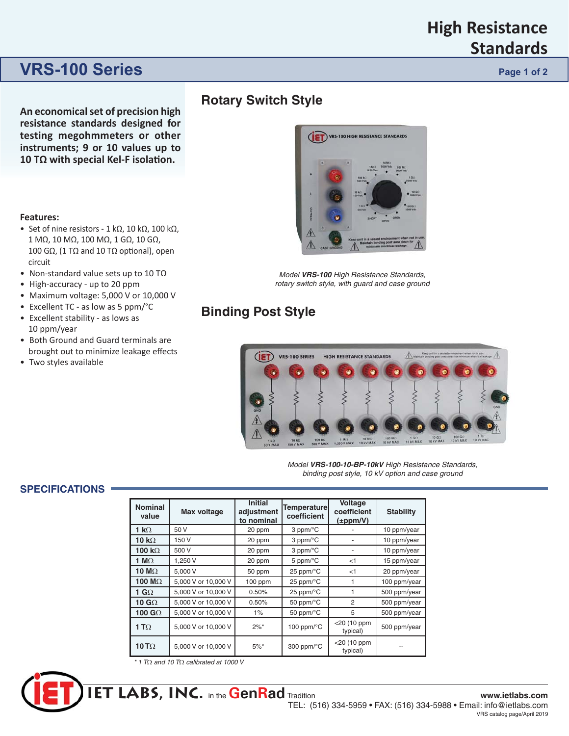# High Resistance Standards

## VRS-100 Series

**An economical set of precision high resistance standards designed for testing megohmmeters or other instruments; 9 or 10 values up to 10 TΩ with special Kel-F isolation.**

**Features:**

- Set of nine resistors - 1 kΩ, 10 kΩ, 100 kΩ, 1 MΩ, 10 MΩ, 100 MΩ, 1 GΩ, 10 GΩ, 100 GΩ, (1 TΩ and 10 TΩ optional), open circuit
- Non-standard value sets up to 10 TΩ
- High-accuracy - up to 20 ppm
- Maximum voltage: 5,000 V or 10,000 V
- Excellent TC - as low as 5 ppm/°C
- Excellent stability - as lows as 10 ppm/year
- Both Ground and Guard terminals are brought out to minimize leakage effects
- Two styles available

## Rotary Switch Style

*Model **VRS-100** High Resistance Standards, rotary switch style, with guard and case ground*

## Binding Post Style

*Model **VRS-100-10-BP-10kV** High Resistance Standards, binding post style, 10 kV option and case ground*

## SPECIFICATIONS

| Nominal value | Max voltage | Initial adjustment to nominal | Temperature coefficient | Voltage coefficient (±ppm/V) | Stability |
|---|---|---|---|---|---|
| **1 kΩ** | 50 V | 20 ppm | 3 ppm/°C | - | 10 ppm/year |
| **10 kΩ** | 150 V | 20 ppm | 3 ppm/°C | - | 10 ppm/year |
| **100 kΩ** | 500 V | 20 ppm | 3 ppm/°C | - | 10 ppm/year |
| **1 MΩ** | 1,250 V | 20 ppm | 5 ppm/°C | <1 | 15 ppm/year |
| **10 MΩ** | 5,000 V | 50 ppm | 25 ppm/°C | <1 | 20 ppm/year |
| **100 MΩ** | 5,000 V or 10,000 V | 100 ppm | 25 ppm/°C | 1 | 100 ppm/year |
| **1 GΩ** | 5,000 V or 10,000 V | 0.50% | 25 ppm/°C | 1 | 500 ppm/year |
| **10 GΩ** | 5,000 V or 10,000 V | 0.50% | 50 ppm/°C | 2 | 500 ppm/year |
| **100 GΩ** | 5,000 V or 10,000 V | 1% | 50 ppm/°C | 5 | 500 ppm/year |
| **1 TΩ** | 5,000 V or 10,000 V | 2%* | 100 ppm/°C | <20 (10 ppm typical) | 500 ppm/year |
| **10 TΩ** | 5,000 V or 10,000 V | 5%* | 300 ppm/°C | <20 (10 ppm typical) | -- |

*\* 1 TΩ and 10 TΩ calibrated at 1000 V*

IET LABS, INC. in the GenRad Tradition

www.ietlabs.com
TEL: (516) 334-5959 • FAX: (516) 334-5988 • Email: info@ietlabs.com
VRS catalog page/April 2019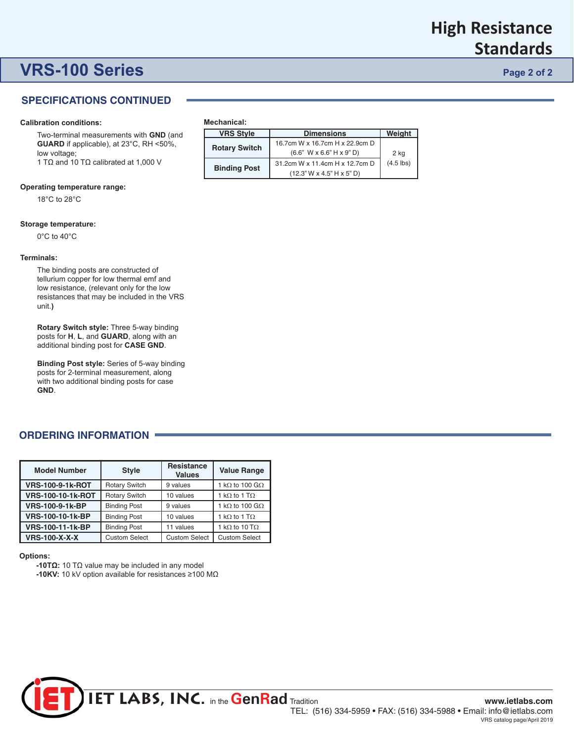## SPECIFICATIONS CONTINUED

**Calibration conditions:**

Two-terminal measurements with **GND** (and **GUARD** if applicable), at 23°C, RH <50%, low voltage;
1 TΩ and 10 TΩ calibrated at 1,000 V

**Operating temperature range:**

18°C to 28°C

**Storage temperature:**

0°C to 40°C

**Terminals:**

The binding posts are constructed of tellurium copper for low thermal emf and low resistance, (relevant only for the low resistances that may be included in the VRS unit.**)**

**Rotary Switch style:** Three 5-way binding posts for **H**, **L**, and **GUARD**, along with an additional binding post for **CASE GND**.

**Binding Post style:** Series of 5-way binding posts for 2-terminal measurement, along with two additional binding posts for case **GND**.

**Mechanical:**

| VRS Style | Dimensions | Weight |
|---|---|---|
| **Rotary Switch** | 16.7cm W x 16.7cm H x 22.9cm D (6.6" W x 6.6" H x 9" D) | 2 kg (4.5 lbs) |
| **Binding Post** | 31.2cm W x 11.4cm H x 12.7cm D (12.3" W x 4.5" H x 5" D) | |

## ORDERING INFORMATION

| Model Number | Style | Resistance Values | Value Range |
|---|---|---|---|
| **VRS-100-9-1k-ROT** | Rotary Switch | 9 values | 1 kΩ to 100 GΩ |
| **VRS-100-10-1k-ROT** | Rotary Switch | 10 values | 1 kΩ to 1 TΩ |
| **VRS-100-9-1k-BP** | Binding Post | 9 values | 1 kΩ to 100 GΩ |
| **VRS-100-10-1k-BP** | Binding Post | 10 values | 1 kΩ to 1 TΩ |
| **VRS-100-11-1k-BP** | Binding Post | 11 values | 1 kΩ to 10 TΩ |
| **VRS-100-X-X-X** | Custom Select | Custom Select | Custom Select |

**Options:**

**-10TΩ:** 10 TΩ value may be included in any model
**-10KV:** 10 kV option available for resistances ≥100 MΩ

IET LABS, INC. in the GenRad Tradition

**www.ietlabs.com**
TEL: (516) 334-5959 • FAX: (516) 334-5988 • Email: info@ietlabs.com
VRS catalog page/April 2019